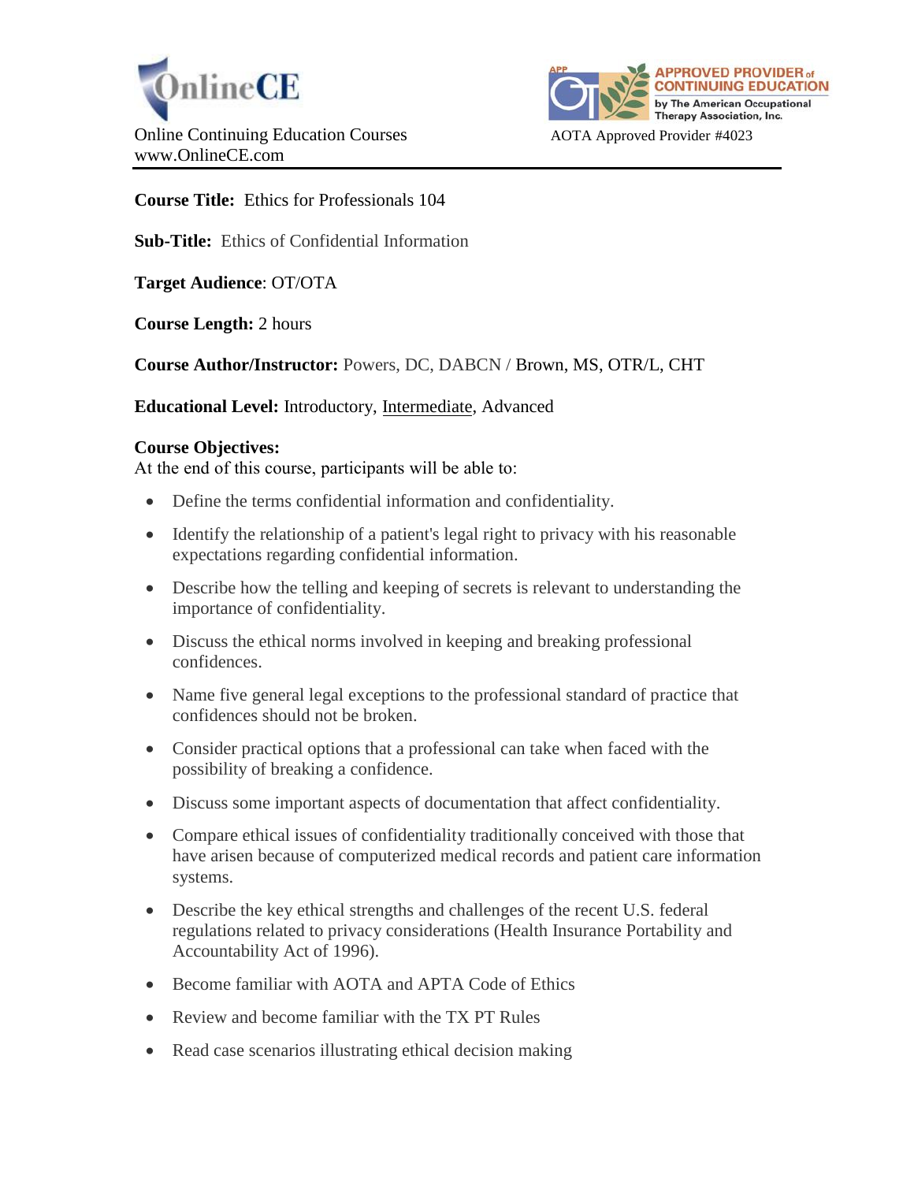OnlineCE

Online Continuing Education Courses
www.OnlineCE.com

APPROVED PROVIDER of CONTINUING EDUCATION by The American Occupational Therapy Association, Inc.

AOTA Approved Provider #4023

**Course Title:** Ethics for Professionals 104

**Sub-Title:** Ethics of Confidential Information

**Target Audience**: OT/OTA

**Course Length:** 2 hours

**Course Author/Instructor:** Powers, DC, DABCN / Brown, MS, OTR/L, CHT

**Educational Level:** Introductory, Intermediate, Advanced

**Course Objectives:**
At the end of this course, participants will be able to:

- Define the terms confidential information and confidentiality.
- Identify the relationship of a patient's legal right to privacy with his reasonable expectations regarding confidential information.
- Describe how the telling and keeping of secrets is relevant to understanding the importance of confidentiality.
- Discuss the ethical norms involved in keeping and breaking professional confidences.
- Name five general legal exceptions to the professional standard of practice that confidences should not be broken.
- Consider practical options that a professional can take when faced with the possibility of breaking a confidence.
- Discuss some important aspects of documentation that affect confidentiality.
- Compare ethical issues of confidentiality traditionally conceived with those that have arisen because of computerized medical records and patient care information systems.
- Describe the key ethical strengths and challenges of the recent U.S. federal regulations related to privacy considerations (Health Insurance Portability and Accountability Act of 1996).
- Become familiar with AOTA and APTA Code of Ethics
- Review and become familiar with the TX PT Rules
- Read case scenarios illustrating ethical decision making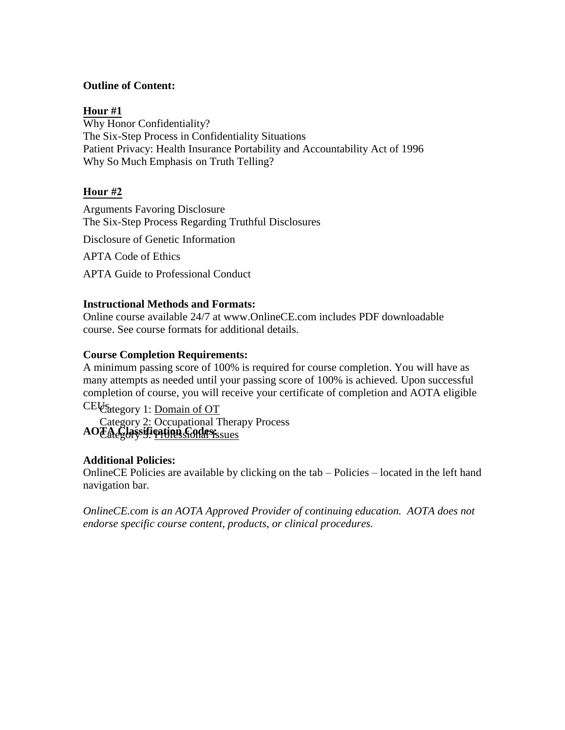**Outline of Content:**

**Hour #1**

Why Honor Confidentiality?
The Six-Step Process in Confidentiality Situations
Patient Privacy: Health Insurance Portability and Accountability Act of 1996
Why So Much Emphasis on Truth Telling?

**Hour #2**

Arguments Favoring Disclosure
The Six-Step Process Regarding Truthful Disclosures

Disclosure of Genetic Information

APTA Code of Ethics

APTA Guide to Professional Conduct

**Instructional Methods and Formats:**
Online course available 24/7 at www.OnlineCE.com includes PDF downloadable course. See course formats for additional details.

**Course Completion Requirements:**
A minimum passing score of 100% is required for course completion. You will have as many attempts as needed until your passing score of 100% is achieved. Upon successful completion of course, you will receive your certificate of completion and AOTA eligible CEUs.

**AOTA Classification Codes:**

Category 1: Domain of OT
Category 2: Occupational Therapy Process
Category 3: Professional Issues

**Additional Policies:**
OnlineCE Policies are available by clicking on the tab – Policies – located in the left hand navigation bar.

*OnlineCE.com is an AOTA Approved Provider of continuing education. AOTA does not endorse specific course content, products, or clinical procedures.*